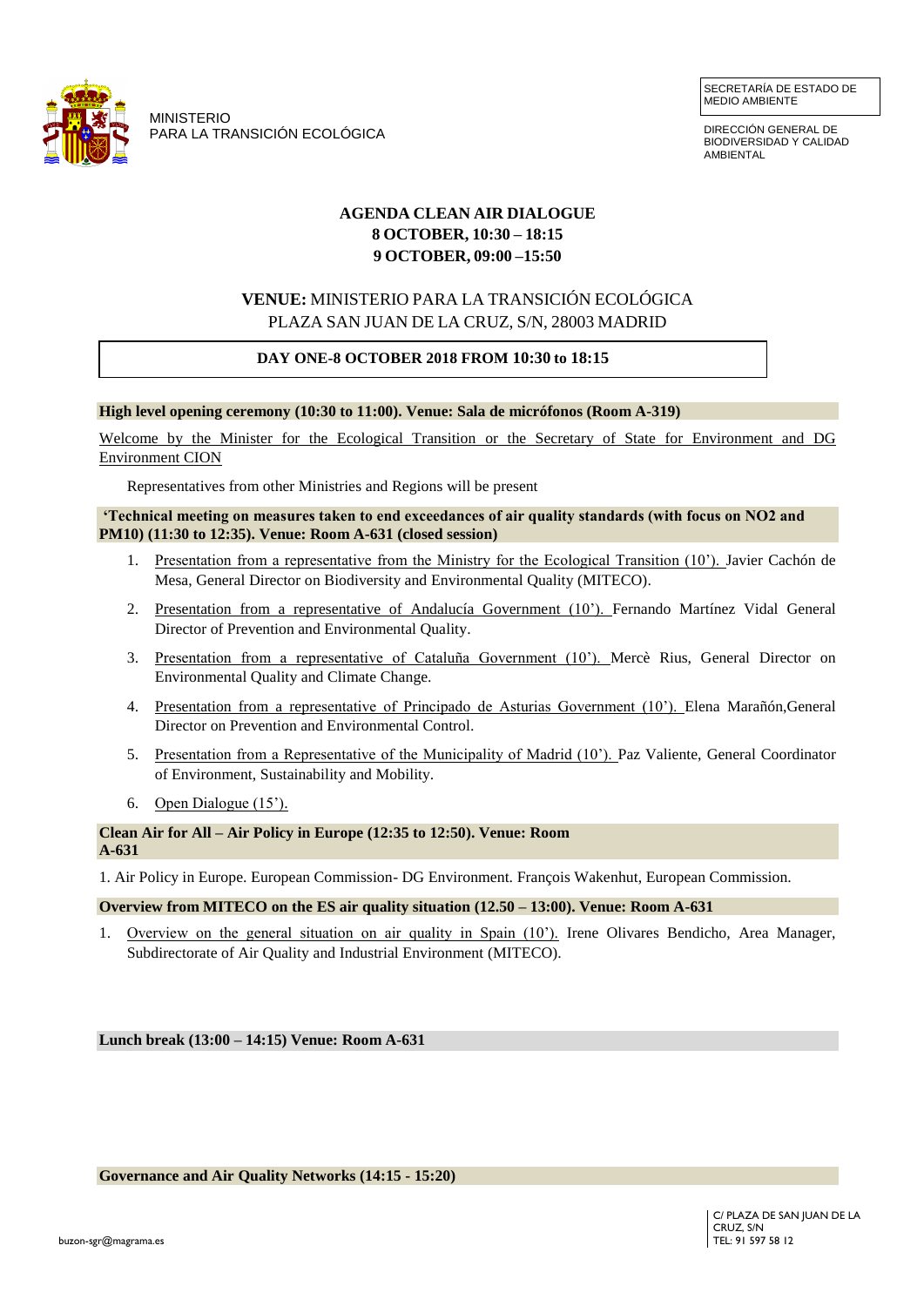MINISTERIO
PARA LA TRANSICIÓN ECOLÓGICA

SECRETARÍA DE ESTADO DE MEDIO AMBIENTE

DIRECCIÓN GENERAL DE BIODIVERSIDAD Y CALIDAD AMBIENTAL

# AGENDA CLEAN AIR DIALOGUE
## 8 OCTOBER, 10:30 – 18:15
## 9 OCTOBER, 09:00 –15:50

**VENUE:** MINISTERIO PARA LA TRANSICIÓN ECOLÓGICA
PLAZA SAN JUAN DE LA CRUZ, S/N, 28003 MADRID

## DAY ONE-8 OCTOBER 2018 FROM 10:30 to 18:15

**High level opening ceremony (10:30 to 11:00). Venue: Sala de micrófonos (Room A-319)**

Welcome by the Minister for the Ecological Transition or the Secretary of State for Environment and DG Environment CION

Representatives from other Ministries and Regions will be present

**'Technical meeting on measures taken to end exceedances of air quality standards (with focus on NO2 and PM10) (11:30 to 12:35). Venue: Room A-631 (closed session)**

1. Presentation from a representative from the Ministry for the Ecological Transition (10'). Javier Cachón de Mesa, General Director on Biodiversity and Environmental Quality (MITECO).
2. Presentation from a representative of Andalucía Government (10'). Fernando Martínez Vidal General Director of Prevention and Environmental Quality.
3. Presentation from a representative of Cataluña Government (10'). Mercè Rius, General Director on Environmental Quality and Climate Change.
4. Presentation from a representative of Principado de Asturias Government (10'). Elena Marañón,General Director on Prevention and Environmental Control.
5. Presentation from a Representative of the Municipality of Madrid (10'). Paz Valiente, General Coordinator of Environment, Sustainability and Mobility.
6. Open Dialogue (15').

**Clean Air for All – Air Policy in Europe (12:35 to 12:50). Venue: Room A-631**

1. Air Policy in Europe. European Commission- DG Environment. François Wakenhut, European Commission.

**Overview from MITECO on the ES air quality situation (12.50 – 13:00). Venue: Room A-631**

1. Overview on the general situation on air quality in Spain (10'). Irene Olivares Bendicho, Area Manager, Subdirectorate of Air Quality and Industrial Environment (MITECO).

**Lunch break (13:00 – 14:15) Venue: Room A-631**

**Governance and Air Quality Networks (14:15 - 15:20)**

buzon-sgr@magrama.es

C/ PLAZA DE SAN JUAN DE LA CRUZ, S/N
TEL: 91 597 58 12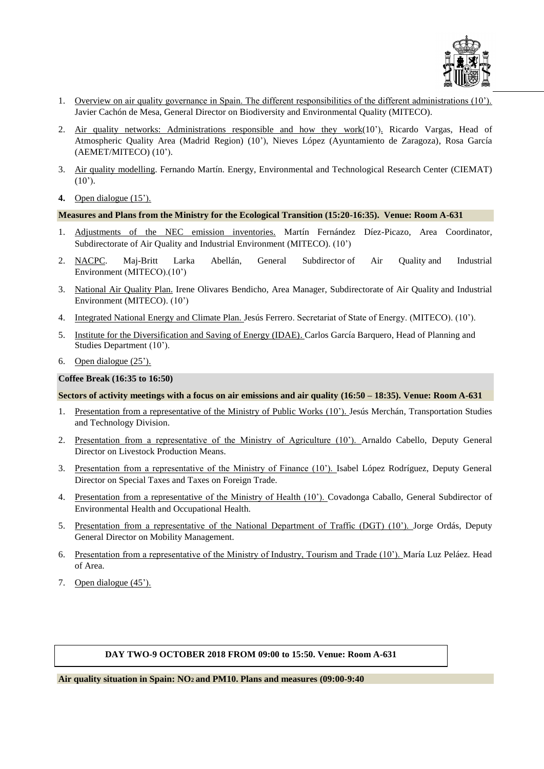1. Overview on air quality governance in Spain. The different responsibilities of the different administrations (10'). Javier Cachón de Mesa, General Director on Biodiversity and Environmental Quality (MITECO).

2. Air quality networks: Administrations responsible and how they work(10'). Ricardo Vargas, Head of Atmospheric Quality Area (Madrid Region) (10'), Nieves López (Ayuntamiento de Zaragoza), Rosa García (AEMET/MITECO) (10').

3. Air quality modelling. Fernando Martín. Energy, Environmental and Technological Research Center (CIEMAT) (10').

4. Open dialogue (15').

**Measures and Plans from the Ministry for the Ecological Transition (15:20-16:35). Venue: Room A-631**

1. Adjustments of the NEC emission inventories. Martín Fernández Díez-Picazo, Area Coordinator, Subdirectorate of Air Quality and Industrial Environment (MITECO). (10')

2. NACPC. Maj-Britt Larka Abellán, General Subdirector of Air Quality and Industrial Environment (MITECO).(10')

3. National Air Quality Plan. Irene Olivares Bendicho, Area Manager, Subdirectorate of Air Quality and Industrial Environment (MITECO). (10')

4. Integrated National Energy and Climate Plan. Jesús Ferrero. Secretariat of State of Energy. (MITECO). (10').

5. Institute for the Diversification and Saving of Energy (IDAE). Carlos García Barquero, Head of Planning and Studies Department (10').

6. Open dialogue (25').

**Coffee Break (16:35 to 16:50)**

**Sectors of activity meetings with a focus on air emissions and air quality (16:50 – 18:35). Venue: Room A-631**

1. Presentation from a representative of the Ministry of Public Works (10'). Jesús Merchán, Transportation Studies and Technology Division.

2. Presentation from a representative of the Ministry of Agriculture (10'). Arnaldo Cabello, Deputy General Director on Livestock Production Means.

3. Presentation from a representative of the Ministry of Finance (10'). Isabel López Rodríguez, Deputy General Director on Special Taxes and Taxes on Foreign Trade.

4. Presentation from a representative of the Ministry of Health (10'). Covadonga Caballo, General Subdirector of Environmental Health and Occupational Health.

5. Presentation from a representative of the National Department of Traffic (DGT) (10'). Jorge Ordás, Deputy General Director on Mobility Management.

6. Presentation from a representative of the Ministry of Industry, Tourism and Trade (10'). María Luz Peláez. Head of Area.

7. Open dialogue (45').

**DAY TWO-9 OCTOBER 2018 FROM 09:00 to 15:50. Venue: Room A-631**

**Air quality situation in Spain: $NO_2$ and PM10. Plans and measures (09:00-9:40**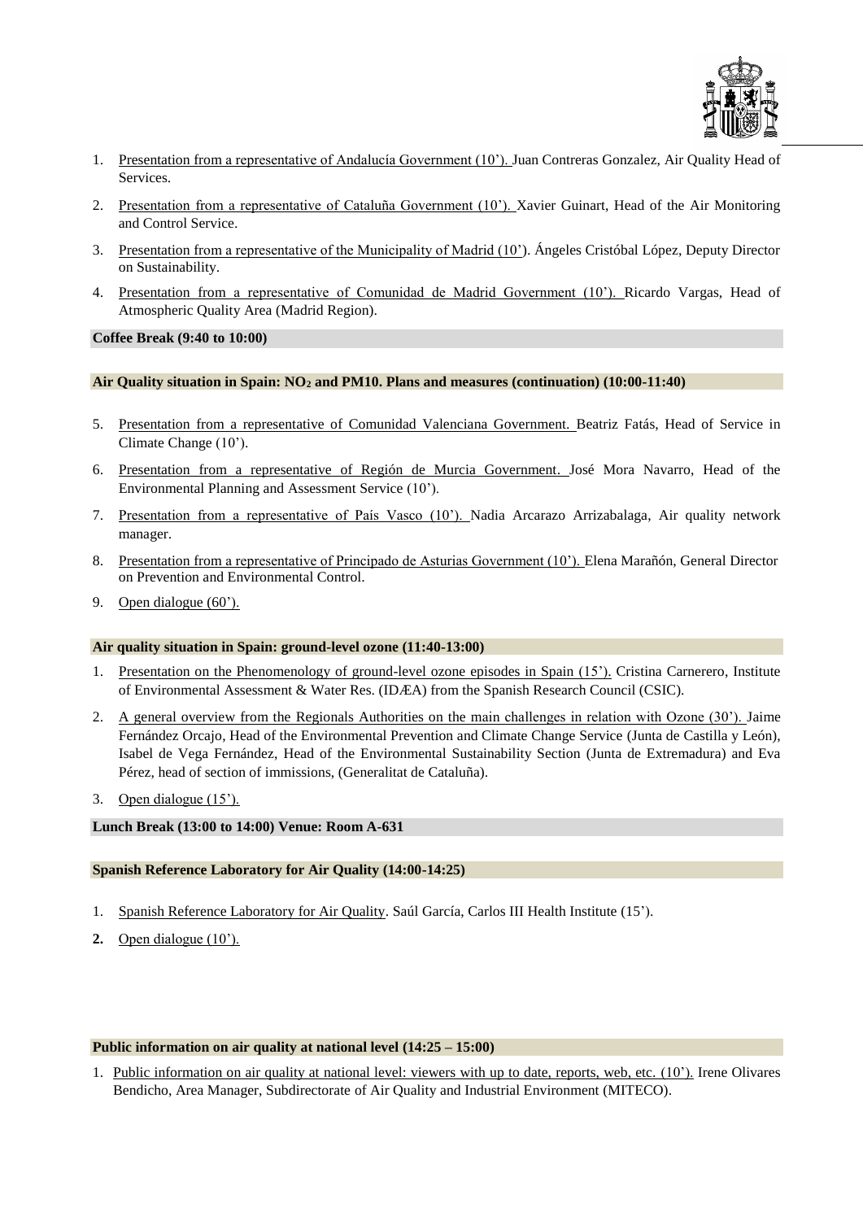1. Presentation from a representative of Andalucía Government (10'). Juan Contreras Gonzalez, Air Quality Head of Services.
2. Presentation from a representative of Cataluña Government (10'). Xavier Guinart, Head of the Air Monitoring and Control Service.
3. Presentation from a representative of the Municipality of Madrid (10'). Ángeles Cristóbal López, Deputy Director on Sustainability.
4. Presentation from a representative of Comunidad de Madrid Government (10'). Ricardo Vargas, Head of Atmospheric Quality Area (Madrid Region).

**Coffee Break (9:40 to 10:00)**

**Air Quality situation in Spain: $NO_2$ and PM10. Plans and measures (continuation) (10:00-11:40)**

5. Presentation from a representative of Comunidad Valenciana Government. Beatriz Fatás, Head of Service in Climate Change (10').
6. Presentation from a representative of Región de Murcia Government. José Mora Navarro, Head of the Environmental Planning and Assessment Service (10').
7. Presentation from a representative of País Vasco (10'). Nadia Arcarazo Arrizabalaga, Air quality network manager.
8. Presentation from a representative of Principado de Asturias Government (10'). Elena Marañón, General Director on Prevention and Environmental Control.
9. Open dialogue (60').

**Air quality situation in Spain: ground-level ozone (11:40-13:00)**

1. Presentation on the Phenomenology of ground-level ozone episodes in Spain (15'). Cristina Carnerero, Institute of Environmental Assessment & Water Res. (IDÆA) from the Spanish Research Council (CSIC).
2. A general overview from the Regionals Authorities on the main challenges in relation with Ozone (30'). Jaime Fernández Orcajo, Head of the Environmental Prevention and Climate Change Service (Junta de Castilla y León), Isabel de Vega Fernández, Head of the Environmental Sustainability Section (Junta de Extremadura) and Eva Pérez, head of section of immissions, (Generalitat de Cataluña).
3. Open dialogue (15').

**Lunch Break (13:00 to 14:00) Venue: Room A-631**

**Spanish Reference Laboratory for Air Quality (14:00-14:25)**

1. Spanish Reference Laboratory for Air Quality. Saúl García, Carlos III Health Institute (15').
2. Open dialogue (10').

**Public information on air quality at national level (14:25 – 15:00)**

1. Public information on air quality at national level: viewers with up to date, reports, web, etc. (10'). Irene Olivares Bendicho, Area Manager, Subdirectorate of Air Quality and Industrial Environment (MITECO).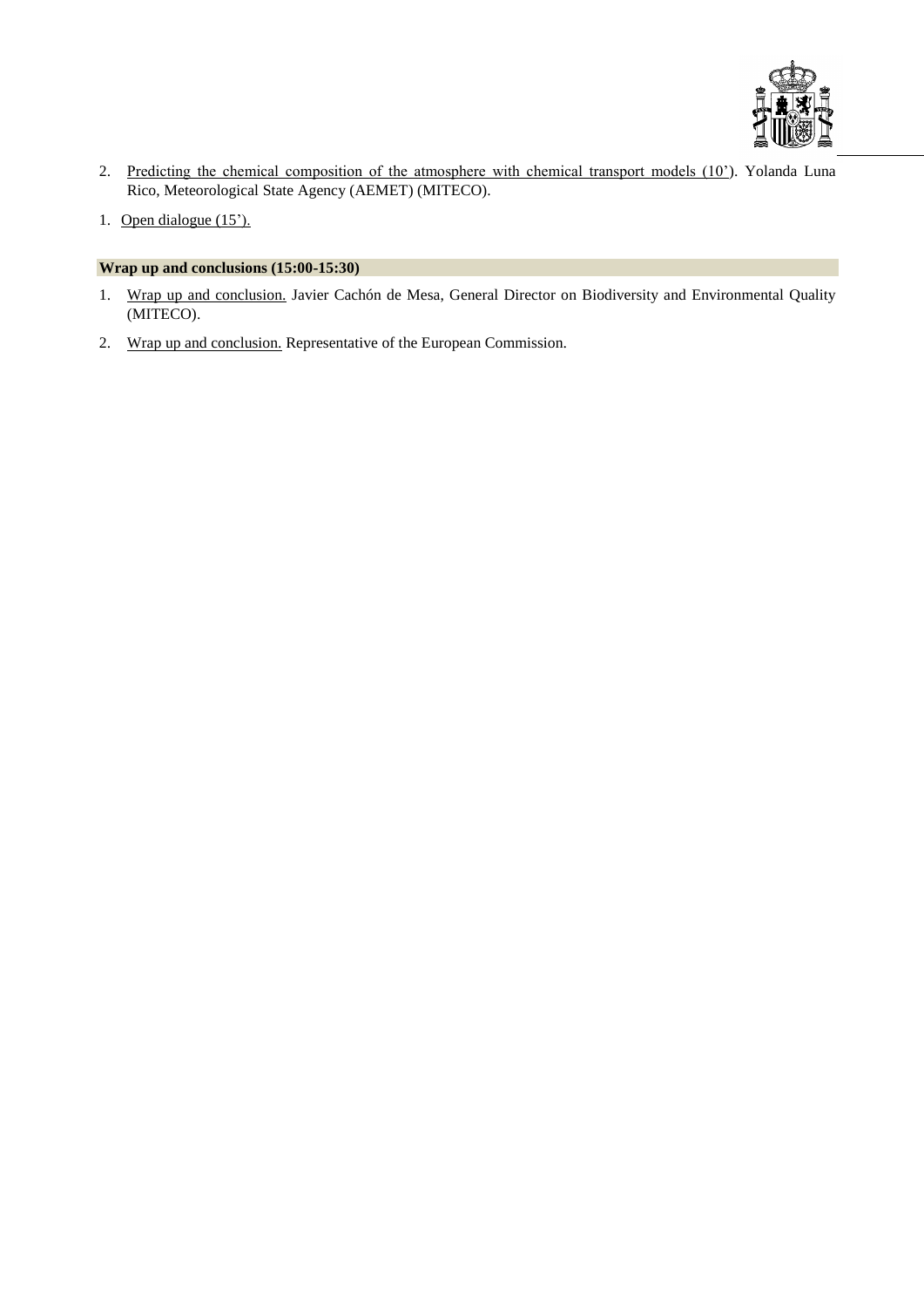2. Predicting the chemical composition of the atmosphere with chemical transport models (10’). Yolanda Luna Rico, Meteorological State Agency (AEMET) (MITECO).

1. Open dialogue (15’).

**Wrap up and conclusions (15:00-15:30)**

1. Wrap up and conclusion. Javier Cachón de Mesa, General Director on Biodiversity and Environmental Quality (MITECO).

2. Wrap up and conclusion. Representative of the European Commission.